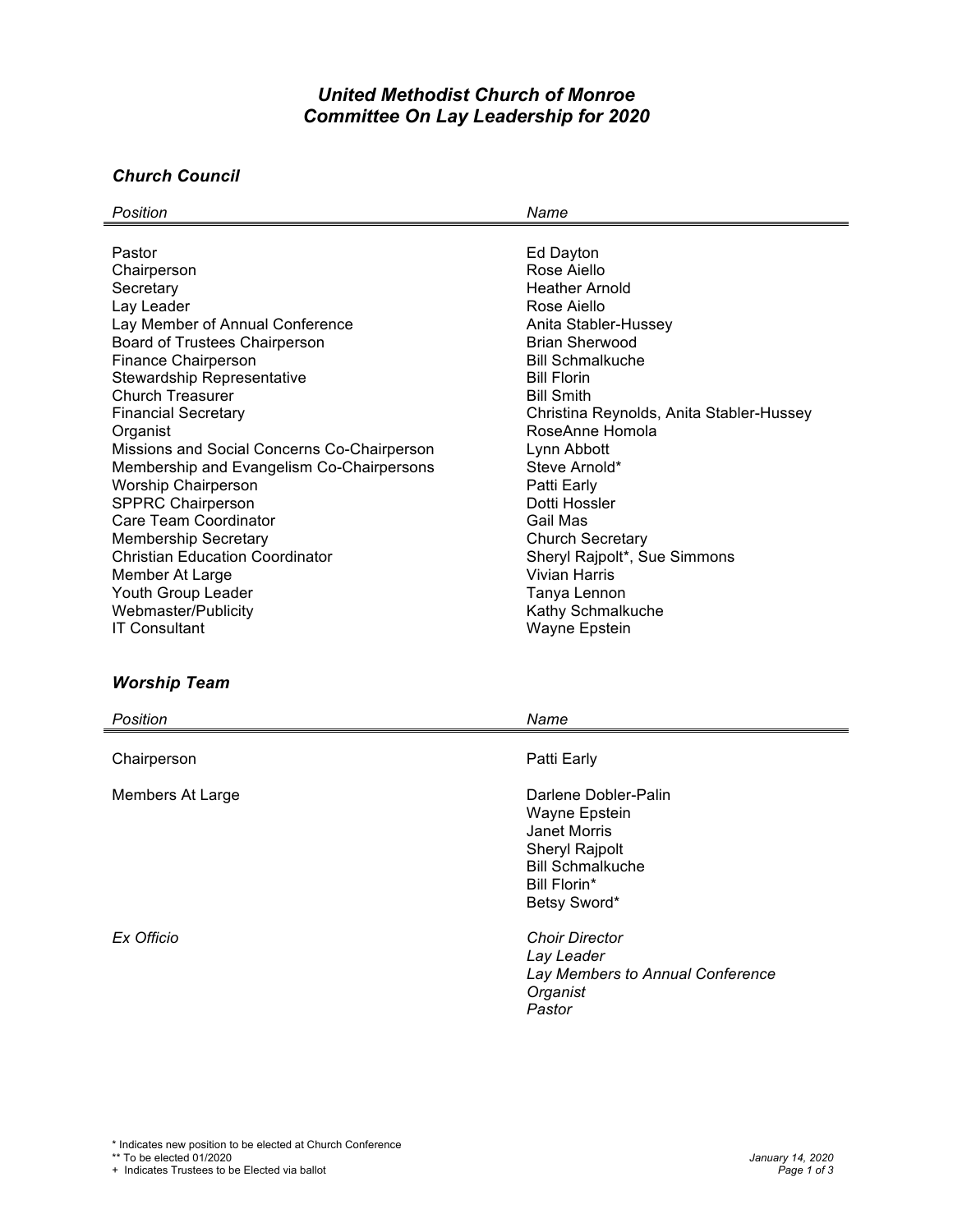# *United Methodist Church of Monroe*
# *Committee On Lay Leadership for 2020*

## *Church Council*

| *Position* | *Name* |
|---|---|
| Pastor | Ed Dayton |
| Chairperson | Rose Aiello |
| Secretary | Heather Arnold |
| Lay Leader | Rose Aiello |
| Lay Member of Annual Conference | Anita Stabler-Hussey |
| Board of Trustees Chairperson | Brian Sherwood |
| Finance Chairperson | Bill Schmalkuche |
| Stewardship Representative | Bill Florin |
| Church Treasurer | Bill Smith |
| Financial Secretary | Christina Reynolds, Anita Stabler-Hussey |
| Organist | RoseAnne Homola |
| Missions and Social Concerns Co-Chairperson | Lynn Abbott |
| Membership and Evangelism Co-Chairpersons | Steve Arnold* |
| Worship Chairperson | Patti Early |
| SPPRC Chairperson | Dotti Hossler |
| Care Team Coordinator | Gail Mas |
| Membership Secretary | Church Secretary |
| Christian Education Coordinator | Sheryl Rajpolt*, Sue Simmons |
| Member At Large | Vivian Harris |
| Youth Group Leader | Tanya Lennon |
| Webmaster/Publicity | Kathy Schmalkuche |
| IT Consultant | Wayne Epstein |

## *Worship Team*

| *Position* | *Name* |
|---|---|
| Chairperson | Patti Early |
| Members At Large | Darlene Dobler-Palin<br>Wayne Epstein<br>Janet Morris<br>Sheryl Rajpolt<br>Bill Schmalkuche<br>Bill Florin*<br>Betsy Sword* |
| *Ex Officio* | *Choir Director*<br>*Lay Leader*<br>*Lay Members to Annual Conference*<br>*Organist*<br>*Pastor* |

\* Indicates new position to be elected at Church Conference
** To be elected 01/2020
\+ Indicates Trustees to be Elected via ballot

*January 14, 2020*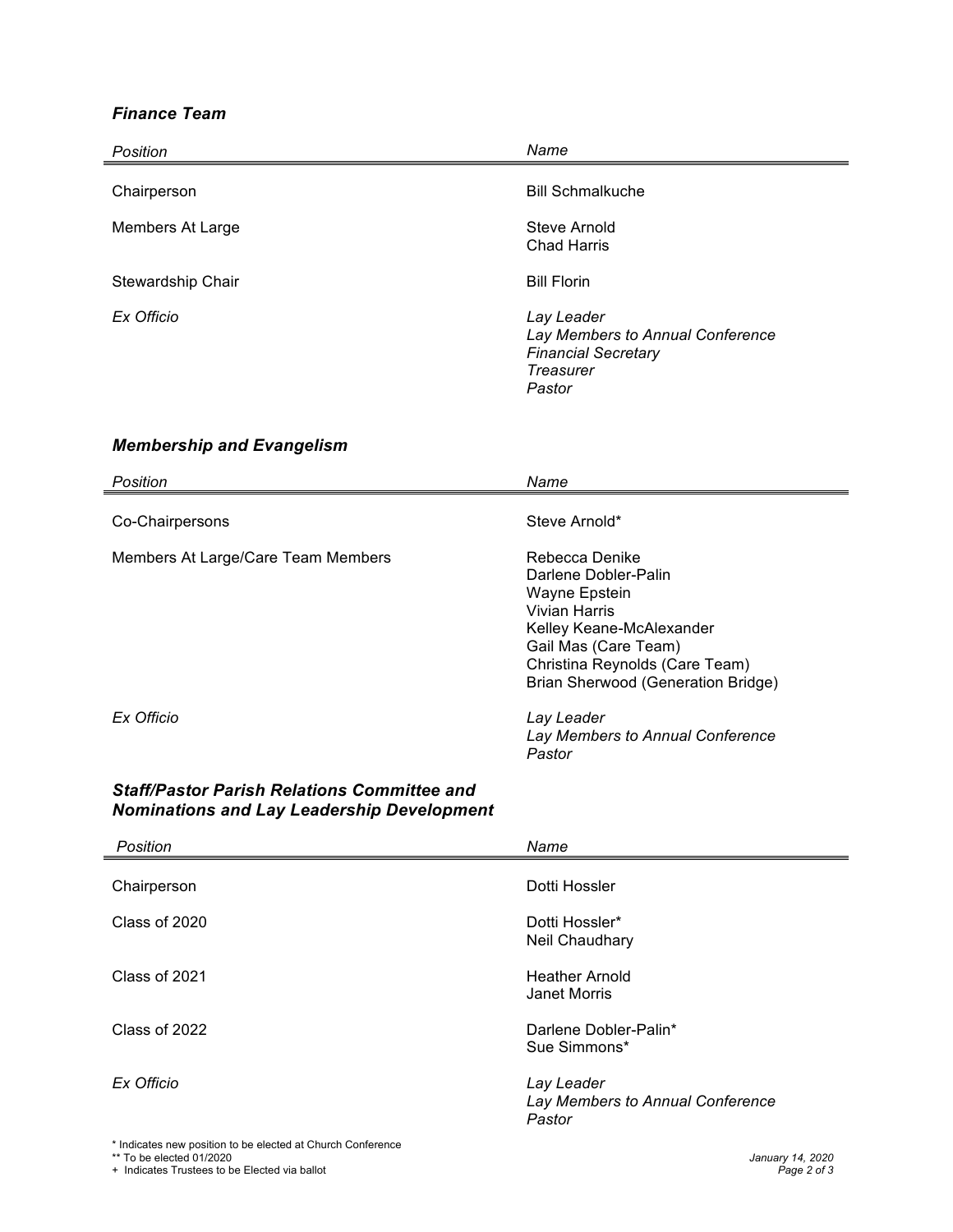### *Finance Team*

| *Position* | *Name* |
| --- | --- |
| Chairperson | Bill Schmalkuche |
| Members At Large | Steve Arnold<br>Chad Harris |
| Stewardship Chair | Bill Florin |
| *Ex Officio* | *Lay Leader*<br>*Lay Members to Annual Conference*<br>*Financial Secretary*<br>*Treasurer*<br>*Pastor* |

### *Membership and Evangelism*

| *Position* | *Name* |
| --- | --- |
| Co-Chairpersons | Steve Arnold* |
| Members At Large/Care Team Members | Rebecca Denike<br>Darlene Dobler-Palin<br>Wayne Epstein<br>Vivian Harris<br>Kelley Keane-McAlexander<br>Gail Mas (Care Team)<br>Christina Reynolds (Care Team)<br>Brian Sherwood (Generation Bridge) |
| *Ex Officio* | *Lay Leader*<br>*Lay Members to Annual Conference*<br>*Pastor* |

### *Staff/Pastor Parish Relations Committee and Nominations and Lay Leadership Development*

| *Position* | *Name* |
| --- | --- |
| Chairperson | Dotti Hossler |
| Class of 2020 | Dotti Hossler*<br>Neil Chaudhary |
| Class of 2021 | Heather Arnold<br>Janet Morris |
| Class of 2022 | Darlene Dobler-Palin*<br>Sue Simmons* |
| *Ex Officio* | *Lay Leader*<br>*Lay Members to Annual Conference*<br>*Pastor* |

\* Indicates new position to be elected at Church Conference
** To be elected 01/2020
\+ Indicates Trustees to be Elected via ballot

*January 14, 2020*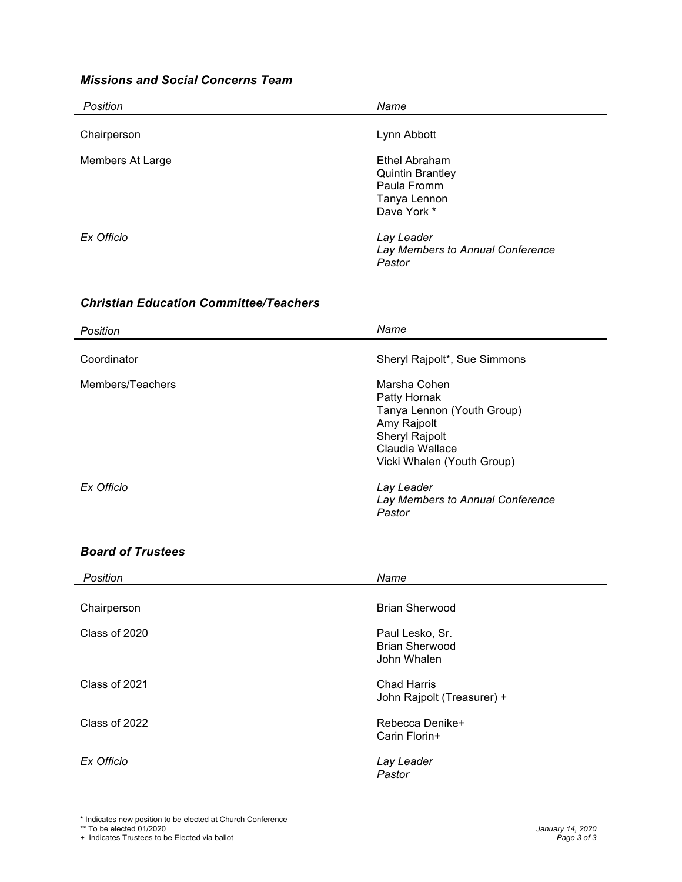### *Missions and Social Concerns Team*

| *Position* | *Name* |
|---|---|
| Chairperson | Lynn Abbott |
| Members At Large | Ethel Abraham<br>Quintin Brantley<br>Paula Fromm<br>Tanya Lennon<br>Dave York * |
| *Ex Officio* | *Lay Leader*<br>*Lay Members to Annual Conference*<br>*Pastor* |

### *Christian Education Committee/Teachers*

| *Position* | *Name* |
|---|---|
| Coordinator | Sheryl Rajpolt*, Sue Simmons |
| Members/Teachers | Marsha Cohen<br>Patty Hornak<br>Tanya Lennon (Youth Group)<br>Amy Rajpolt<br>Sheryl Rajpolt<br>Claudia Wallace<br>Vicki Whalen (Youth Group) |
| *Ex Officio* | *Lay Leader*<br>*Lay Members to Annual Conference*<br>*Pastor* |

### *Board of Trustees*

| *Position* | *Name* |
|---|---|
| Chairperson | Brian Sherwood |
| Class of 2020 | Paul Lesko, Sr.<br>Brian Sherwood<br>John Whalen |
| Class of 2021 | Chad Harris<br>John Rajpolt (Treasurer) + |
| Class of 2022 | Rebecca Denike+<br>Carin Florin+ |
| *Ex Officio* | *Lay Leader*<br>*Pastor* |

\* Indicates new position to be elected at Church Conference
\*\* To be elected 01/2020
\+ Indicates Trustees to be Elected via ballot

*January 14, 2020*